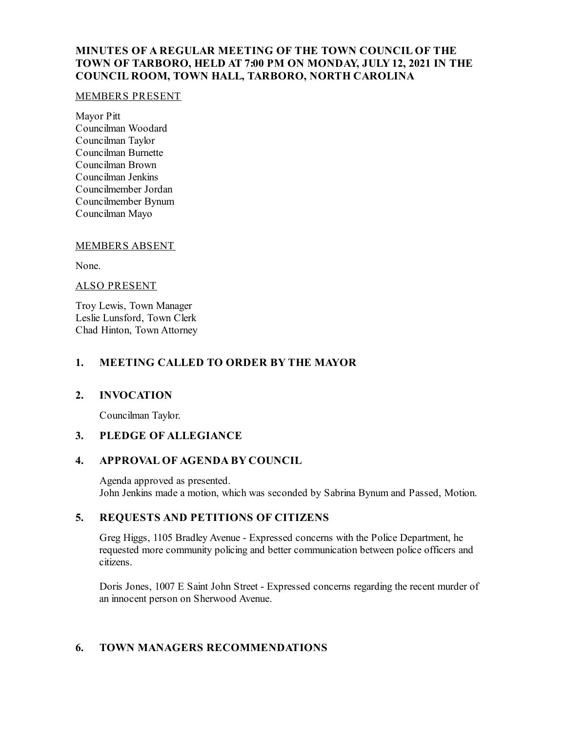**MINUTES OF A REGULAR MEETING OF THE TOWN COUNCIL OF THE TOWN OF TARBORO, HELD AT 7:00 PM ON MONDAY, JULY 12, 2021 IN THE COUNCIL ROOM, TOWN HALL, TARBORO, NORTH CAROLINA**

MEMBERS PRESENT

Mayor Pitt
Councilman Woodard
Councilman Taylor
Councilman Burnette
Councilman Brown
Councilman Jenkins
Councilmember Jordan
Councilmember Bynum
Councilman Mayo

MEMBERS ABSENT

None.

ALSO PRESENT

Troy Lewis, Town Manager
Leslie Lunsford, Town Clerk
Chad Hinton, Town Attorney

## 1. MEETING CALLED TO ORDER BY THE MAYOR

## 2. INVOCATION

Councilman Taylor.

## 3. PLEDGE OF ALLEGIANCE

## 4. APPROVAL OF AGENDA BY COUNCIL

Agenda approved as presented.
John Jenkins made a motion, which was seconded by Sabrina Bynum and Passed, Motion.

## 5. REQUESTS AND PETITIONS OF CITIZENS

Greg Higgs, 1105 Bradley Avenue - Expressed concerns with the Police Department, he requested more community policing and better communication between police officers and citizens.

Doris Jones, 1007 E Saint John Street - Expressed concerns regarding the recent murder of an innocent person on Sherwood Avenue.

## 6. TOWN MANAGERS RECOMMENDATIONS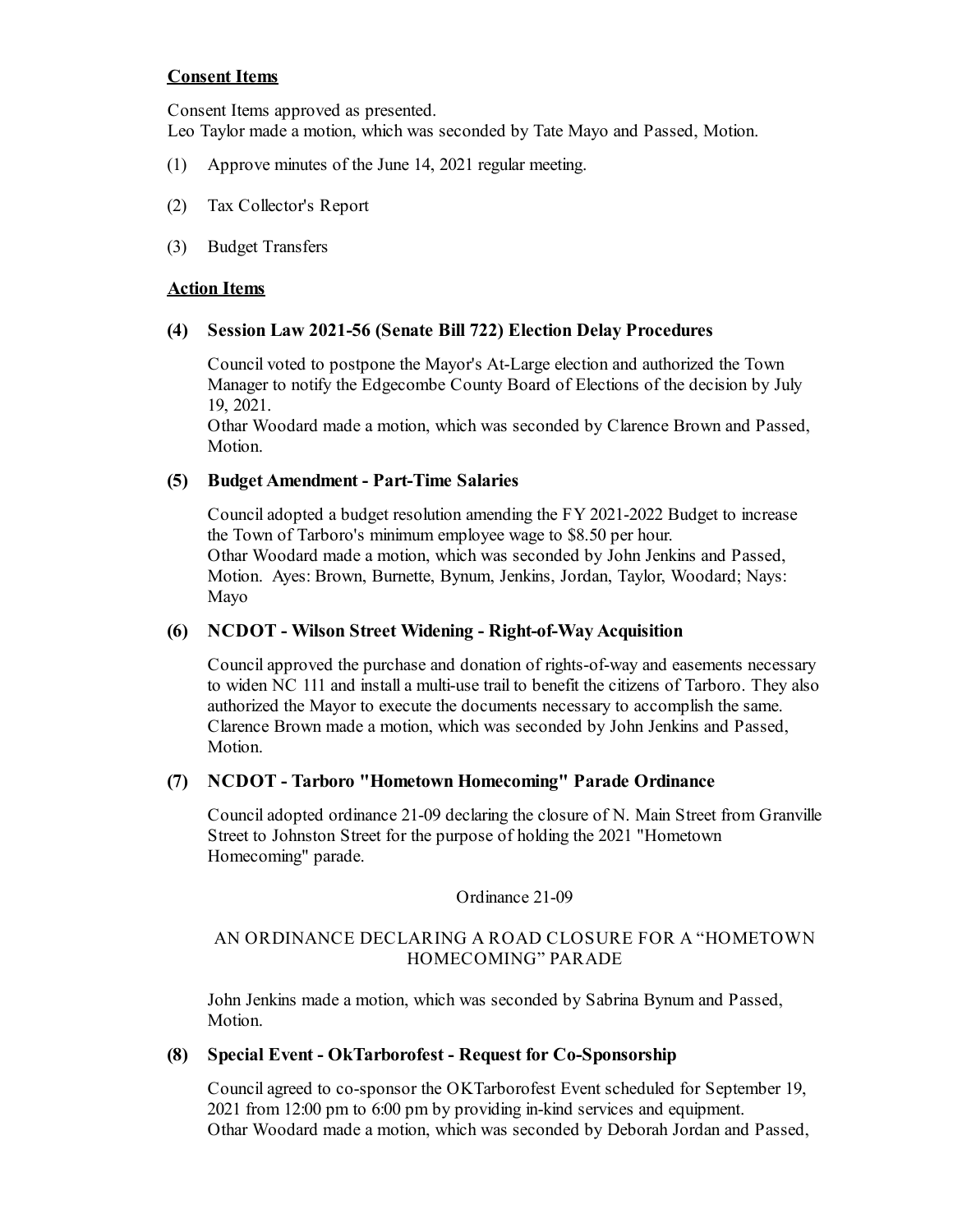**Consent Items**

Consent Items approved as presented.
Leo Taylor made a motion, which was seconded by Tate Mayo and Passed, Motion.

(1) Approve minutes of the June 14, 2021 regular meeting.

(2) Tax Collector's Report

(3) Budget Transfers

**Action Items**

**(4) Session Law 2021-56 (Senate Bill 722) Election Delay Procedures**

Council voted to postpone the Mayor's At-Large election and authorized the Town Manager to notify the Edgecombe County Board of Elections of the decision by July 19, 2021.
Othar Woodard made a motion, which was seconded by Clarence Brown and Passed, Motion.

**(5) Budget Amendment - Part-Time Salaries**

Council adopted a budget resolution amending the FY 2021-2022 Budget to increase the Town of Tarboro's minimum employee wage to $8.50 per hour.
Othar Woodard made a motion, which was seconded by John Jenkins and Passed, Motion. Ayes: Brown, Burnette, Bynum, Jenkins, Jordan, Taylor, Woodard; Nays: Mayo

**(6) NCDOT - Wilson Street Widening - Right-of-Way Acquisition**

Council approved the purchase and donation of rights-of-way and easements necessary to widen NC 111 and install a multi-use trail to benefit the citizens of Tarboro. They also authorized the Mayor to execute the documents necessary to accomplish the same.
Clarence Brown made a motion, which was seconded by John Jenkins and Passed, Motion.

**(7) NCDOT - Tarboro "Hometown Homecoming" Parade Ordinance**

Council adopted ordinance 21-09 declaring the closure of N. Main Street from Granville Street to Johnston Street for the purpose of holding the 2021 "Hometown Homecoming" parade.

Ordinance 21-09

AN ORDINANCE DECLARING A ROAD CLOSURE FOR A "HOMETOWN HOMECOMING" PARADE

John Jenkins made a motion, which was seconded by Sabrina Bynum and Passed, Motion.

**(8) Special Event - OkTarborofest - Request for Co-Sponsorship**

Council agreed to co-sponsor the OKTarborofest Event scheduled for September 19, 2021 from 12:00 pm to 6:00 pm by providing in-kind services and equipment.
Othar Woodard made a motion, which was seconded by Deborah Jordan and Passed,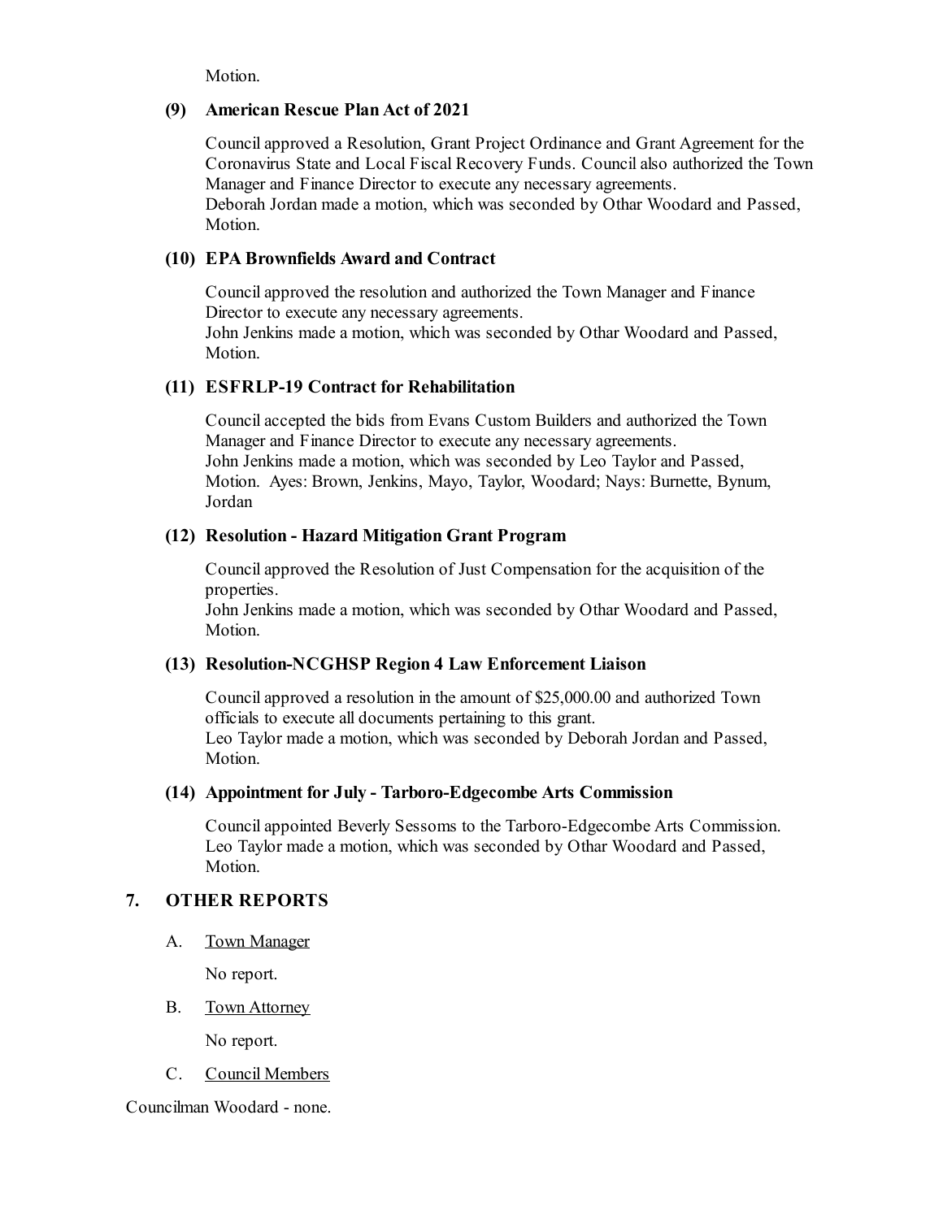Motion.

**(9) American Rescue Plan Act of 2021**

Council approved a Resolution, Grant Project Ordinance and Grant Agreement for the Coronavirus State and Local Fiscal Recovery Funds. Council also authorized the Town Manager and Finance Director to execute any necessary agreements.
Deborah Jordan made a motion, which was seconded by Othar Woodard and Passed, Motion.

**(10) EPA Brownfields Award and Contract**

Council approved the resolution and authorized the Town Manager and Finance Director to execute any necessary agreements.
John Jenkins made a motion, which was seconded by Othar Woodard and Passed, Motion.

**(11) ESFRLP-19 Contract for Rehabilitation**

Council accepted the bids from Evans Custom Builders and authorized the Town Manager and Finance Director to execute any necessary agreements.
John Jenkins made a motion, which was seconded by Leo Taylor and Passed, Motion. Ayes: Brown, Jenkins, Mayo, Taylor, Woodard; Nays: Burnette, Bynum, Jordan

**(12) Resolution - Hazard Mitigation Grant Program**

Council approved the Resolution of Just Compensation for the acquisition of the properties.
John Jenkins made a motion, which was seconded by Othar Woodard and Passed, Motion.

**(13) Resolution-NCGHSP Region 4 Law Enforcement Liaison**

Council approved a resolution in the amount of $25,000.00 and authorized Town officials to execute all documents pertaining to this grant.
Leo Taylor made a motion, which was seconded by Deborah Jordan and Passed, Motion.

**(14) Appointment for July - Tarboro-Edgecombe Arts Commission**

Council appointed Beverly Sessoms to the Tarboro-Edgecombe Arts Commission.
Leo Taylor made a motion, which was seconded by Othar Woodard and Passed, Motion.

## 7. OTHER REPORTS

A. Town Manager

No report.

B. Town Attorney

No report.

C. Council Members

Councilman Woodard - none.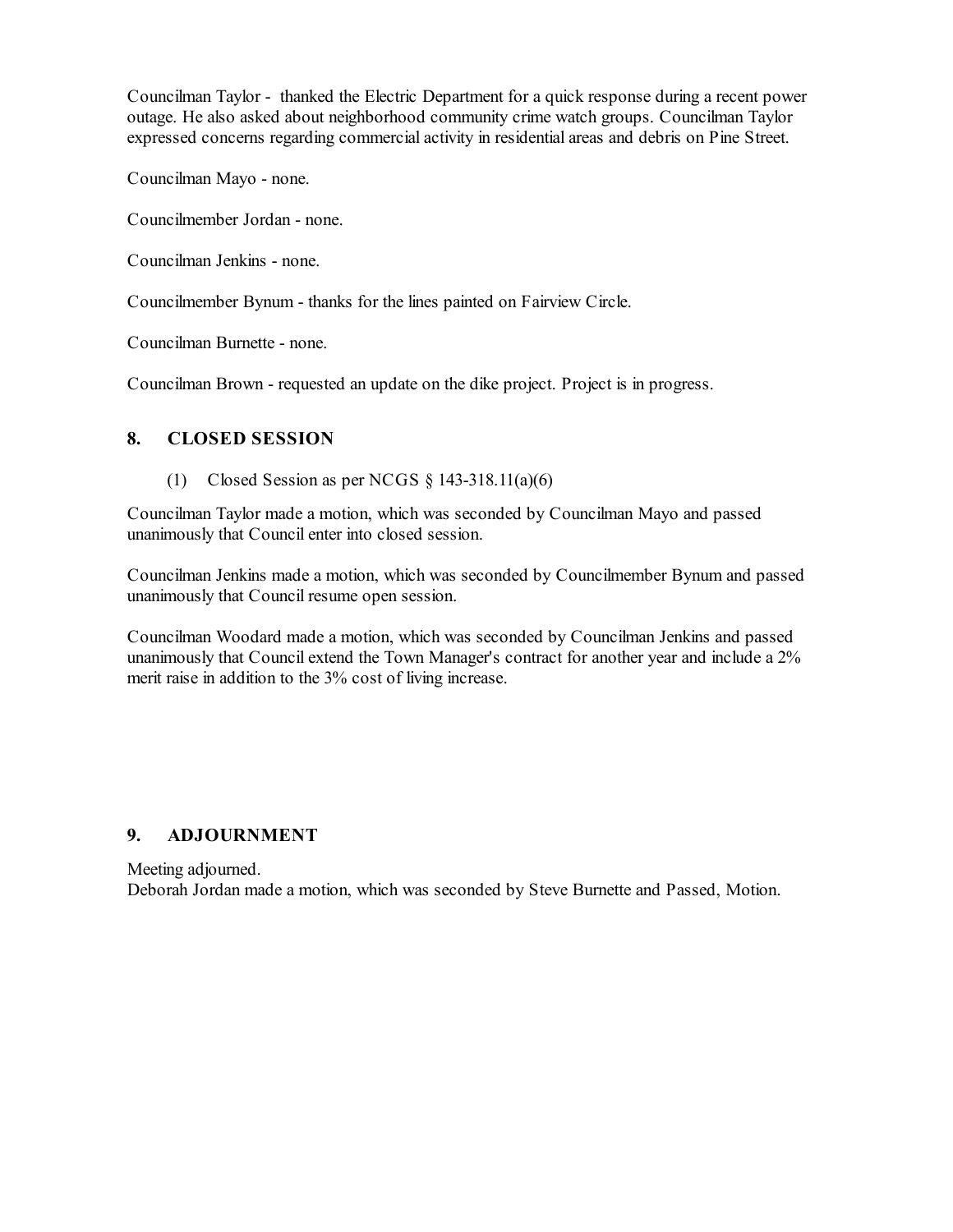Councilman Taylor - thanked the Electric Department for a quick response during a recent power outage. He also asked about neighborhood community crime watch groups. Councilman Taylor expressed concerns regarding commercial activity in residential areas and debris on Pine Street.

Councilman Mayo - none.

Councilmember Jordan - none.

Councilman Jenkins - none.

Councilmember Bynum - thanks for the lines painted on Fairview Circle.

Councilman Burnette - none.

Councilman Brown - requested an update on the dike project. Project is in progress.

## 8. CLOSED SESSION

(1) Closed Session as per NCGS § 143-318.11(a)(6)

Councilman Taylor made a motion, which was seconded by Councilman Mayo and passed unanimously that Council enter into closed session.

Councilman Jenkins made a motion, which was seconded by Councilmember Bynum and passed unanimously that Council resume open session.

Councilman Woodard made a motion, which was seconded by Councilman Jenkins and passed unanimously that Council extend the Town Manager's contract for another year and include a 2% merit raise in addition to the 3% cost of living increase.

## 9. ADJOURNMENT

Meeting adjourned.
Deborah Jordan made a motion, which was seconded by Steve Burnette and Passed, Motion.